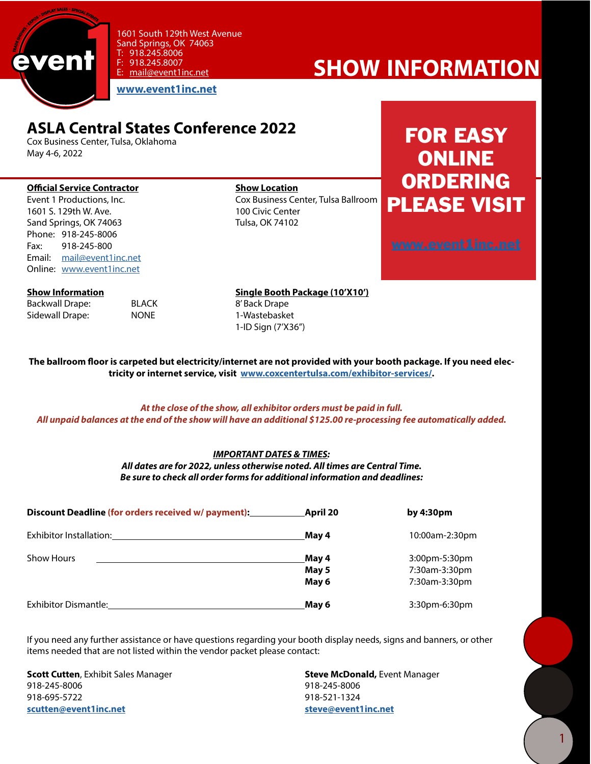1601 South 129th West Avenue
Sand Springs, OK 74063
T: 918.245.8006
F: 918.245.8007
E: mail@event1inc.net

**www.event1inc.net**

# SHOW INFORMATION

## ASLA Central States Conference 2022

Cox Business Center, Tulsa, Oklahoma
May 4-6, 2022

**FOR EASY ONLINE ORDERING PLEASE VISIT**

**www.event1inc.net**

**Official Service Contractor**
Event 1 Productions, Inc.
1601 S. 129th W. Ave.
Sand Springs, OK 74063
Phone: 918-245-8006
Fax: 918-245-800
Email: mail@event1inc.net
Online: www.event1inc.net

**Show Location**
Cox Business Center, Tulsa Ballroom
100 Civic Center
Tulsa, OK 74102

**Show Information**

| | |
|---|---|
| Backwall Drape: | BLACK |
| Sidewall Drape: | NONE |

**Single Booth Package (10'X10')**
8' Back Drape
1-Wastebasket
1-ID Sign (7'X36")

**The ballroom floor is carpeted but electricity/internet are not provided with your booth package. If you need electricity or internet service, visit www.coxcentertulsa.com/exhibitor-services/.**

***At the close of the show, all exhibitor orders must be paid in full.***
***All unpaid balances at the end of the show will have an additional $125.00 re-processing fee automatically added.***

***IMPORTANT DATES & TIMES:***
***All dates are for 2022, unless otherwise noted. All times are Central Time.***
***Be sure to check all order forms for additional information and deadlines:***

| | | |
|---|---|---|
| **Discount Deadline (for orders received w/ payment):** | **April 20** | **by 4:30pm** |
| Exhibitor Installation: | **May 4** | 10:00am-2:30pm |
| Show Hours | **May 4** | 3:00pm-5:30pm |
| | **May 5** | 7:30am-3:30pm |
| | **May 6** | 7:30am-3:30pm |
| Exhibitor Dismantle: | **May 6** | 3:30pm-6:30pm |

If you need any further assistance or have questions regarding your booth display needs, signs and banners, or other items needed that are not listed within the vendor packet please contact:

**Scott Cutten**, Exhibit Sales Manager
918-245-8006
918-695-5722
**scutten@event1inc.net**

**Steve McDonald,** Event Manager
918-245-8006
918-521-1324
**steve@event1inc.net**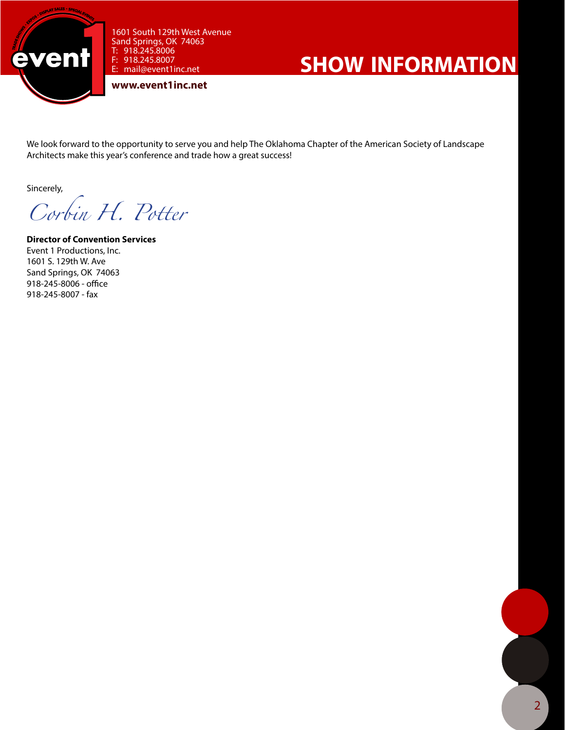# SHOW INFORMATION

1601 South 129th West Avenue
Sand Springs, OK 74063
T: 918.245.8006
F: 918.245.8007
E: mail@event1inc.net

**www.event1inc.net**

We look forward to the opportunity to serve you and help The Oklahoma Chapter of the American Society of Landscape Architects make this year's conference and trade how a great success!

Sincerely,

*Corbin H. Potter*

**Director of Convention Services**
Event 1 Productions, Inc.
1601 S. 129th W. Ave
Sand Springs, OK 74063
918-245-8006 - office
918-245-8007 - fax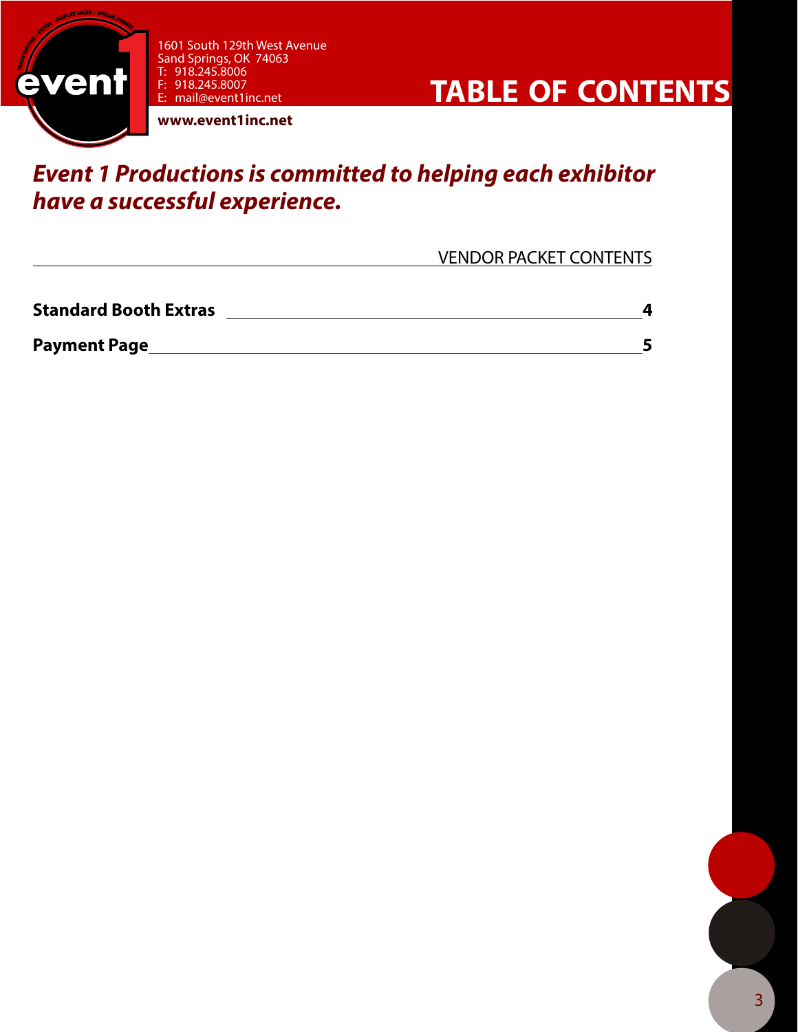1601 South 129th West Avenue
Sand Springs, OK 74063
T: 918.245.8006
F: 918.245.8007
E: mail@event1inc.net

**www.event1inc.net**

# TABLE OF CONTENTS

***Event 1 Productions is committed to helping each exhibitor have a successful experience.***

VENDOR PACKET CONTENTS

| | |
|---|---|
| **Standard Booth Extras** | **4** |
| **Payment Page** | **5** |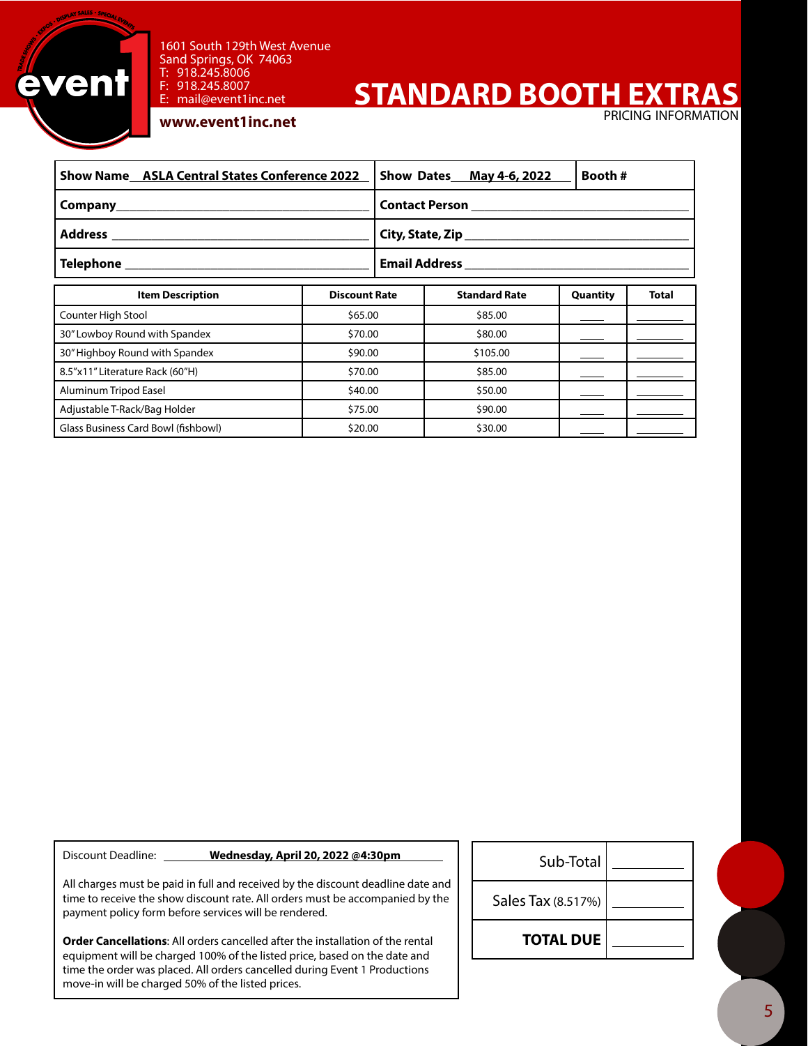1601 South 129th West Avenue
Sand Springs, OK 74063
T: 918.245.8006
F: 918.245.8007
E: mail@event1inc.net

**www.event1inc.net**

# STANDARD BOOTH EXTRAS

PRICING INFORMATION

| **Show Name** ASLA Central States Conference 2022 | **Show Dates** May 4-6, 2022 | **Booth #** |
|---|---|---|
| **Company** | **Contact Person** | |
| **Address** | **City, State, Zip** | |
| **Telephone** | **Email Address** | |

| Item Description | Discount Rate | Standard Rate | Quantity | Total |
|---|---|---|---|---|
| Counter High Stool | $65.00 | $85.00 | ____ | ________ |
| 30" Lowboy Round with Spandex | $70.00 | $80.00 | ____ | ________ |
| 30" Highboy Round with Spandex | $90.00 | $105.00 | ____ | ________ |
| 8.5"x11" Literature Rack (60"H) | $70.00 | $85.00 | ____ | ________ |
| Aluminum Tripod Easel | $40.00 | $50.00 | ____ | ________ |
| Adjustable T-Rack/Bag Holder | $75.00 | $90.00 | ____ | ________ |
| Glass Business Card Bowl (fishbowl) | $20.00 | $30.00 | ____ | ________ |

Discount Deadline: **Wednesday, April 20, 2022 @4:30pm**

All charges must be paid in full and received by the discount deadline date and time to receive the show discount rate. All orders must be accompanied by the payment policy form before services will be rendered.

**Order Cancellations**: All orders cancelled after the installation of the rental equipment will be charged 100% of the listed price, based on the date and time the order was placed. All orders cancelled during Event 1 Productions move-in will be charged 50% of the listed prices.

| | |
|---|---|
| Sub-Total | ________ |
| Sales Tax (8.517%) | ________ |
| **TOTAL DUE** | ________ |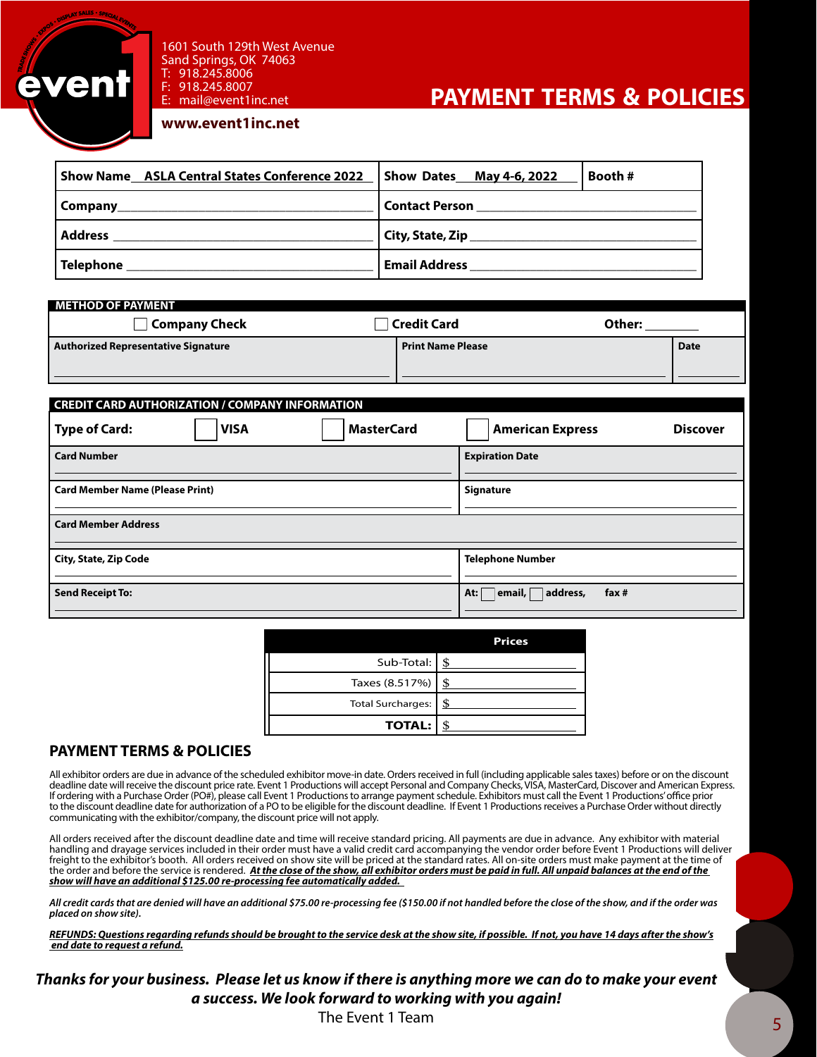1601 South 129th West Avenue
Sand Springs, OK 74063
T: 918.245.8006
F: 918.245.8007
E: mail@event1inc.net

**www.event1inc.net**

# PAYMENT TERMS & POLICIES

| | | |
|---|---|---|
| **Show Name** ASLA Central States Conference 2022 | **Show Dates** May 4-6, 2022 | **Booth #** |
| **Company** | **Contact Person** | |
| **Address** | **City, State, Zip** | |
| **Telephone** | **Email Address** | |

**METHOD OF PAYMENT**

☐ **Company Check** ☐ **Credit Card** **Other:** ________

| **Authorized Representative Signature** | **Print Name Please** | **Date** |
|---|---|---|
| | | |

**CREDIT CARD AUTHORIZATION / COMPANY INFORMATION**

**Type of Card:** ☐ **VISA** ☐ **MasterCard** ☐ **American Express** **Discover**

| | |
|---|---|
| **Card Number** | **Expiration Date** |
| **Card Member Name (Please Print)** | **Signature** |
| **Card Member Address** | |
| **City, State, Zip Code** | **Telephone Number** |
| **Send Receipt To:** | **At:** ☐ **email,** ☐ **address,** **fax #** |

| | **Prices** |
|---|---|
| Sub-Total: | $ |
| Taxes (8.517%) | $ |
| Total Surcharges: | $ |
| **TOTAL:** | $ |

## PAYMENT TERMS & POLICIES

All exhibitor orders are due in advance of the scheduled exhibitor move-in date. Orders received in full (including applicable sales taxes) before or on the discount deadline date will receive the discount price rate. Event 1 Productions will accept Personal and Company Checks, VISA, MasterCard, Discover and American Express. If ordering with a Purchase Order (PO#), please call Event 1 Productions to arrange payment schedule. Exhibitors must call the Event 1 Productions' office prior to the discount deadline date for authorization of a PO to be eligible for the discount deadline. If Event 1 Productions receives a Purchase Order without directly communicating with the exhibitor/company, the discount price will not apply.

All orders received after the discount deadline date and time will receive standard pricing. All payments are due in advance. Any exhibitor with material handling and drayage services included in their order must have a valid credit card accompanying the vendor order before Event 1 Productions will deliver freight to the exhibitor's booth. All orders received on show site will be priced at the standard rates. All on-site orders must make payment at the time of the order and before the service is rendered. ***At the close of the show, all exhibitor orders must be paid in full. All unpaid balances at the end of the show will have an additional $125.00 re-processing fee automatically added.***

*All credit cards that are denied will have an additional $75.00 re-processing fee ($150.00 if not handled before the close of the show, and if the order was placed on show site).*

***REFUNDS: Questions regarding refunds should be brought to the service desk at the show site, if possible. If not, you have 14 days after the show's end date to request a refund.***

***Thanks for your business. Please let us know if there is anything more we can do to make your event a success. We look forward to working with you again!***

The Event 1 Team